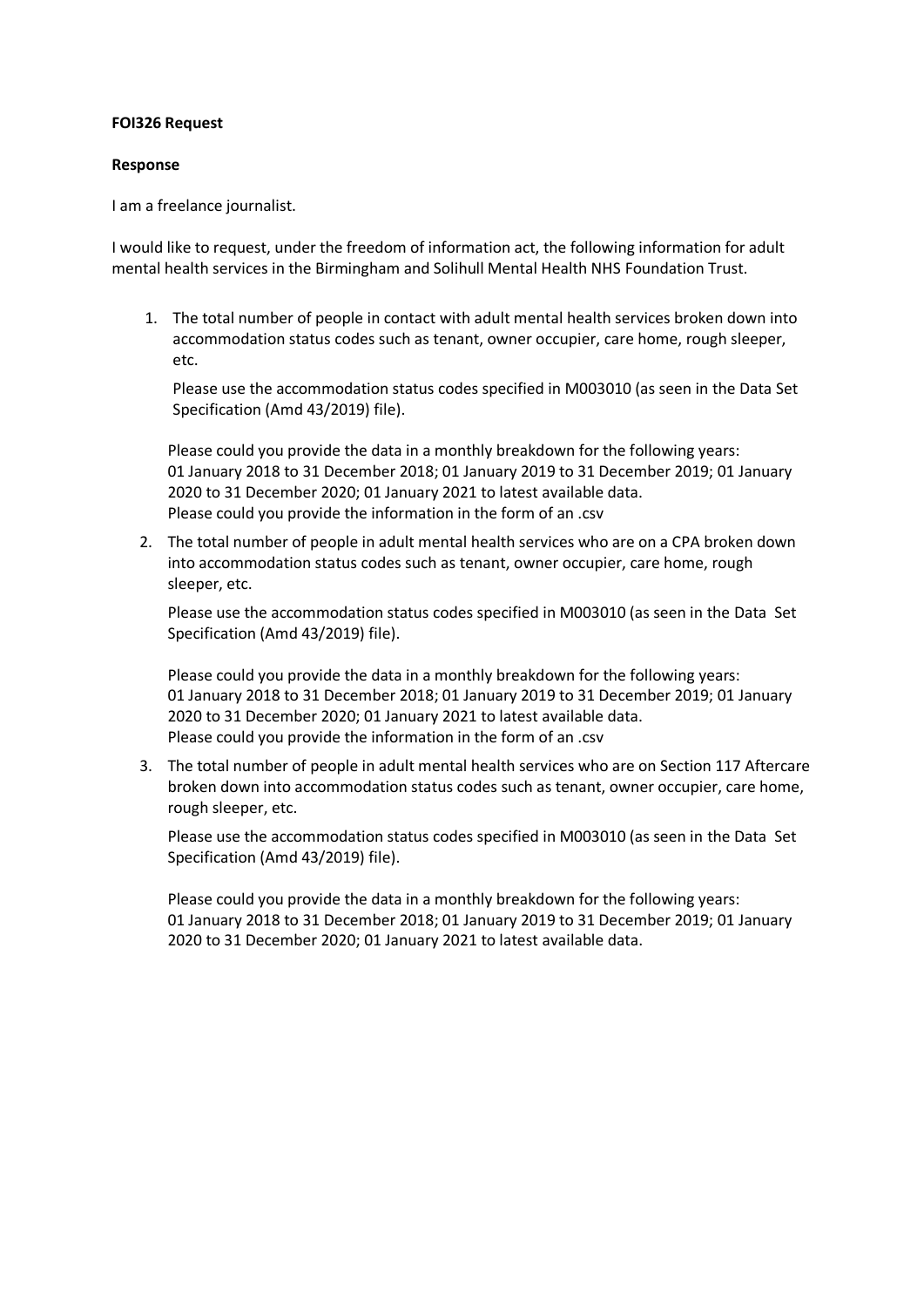**FOI326 Request**

**Response**

I am a freelance journalist.

I would like to request, under the freedom of information act, the following information for adult mental health services in the Birmingham and Solihull Mental Health NHS Foundation Trust.

1. The total number of people in contact with adult mental health services broken down into accommodation status codes such as tenant, owner occupier, care home, rough sleeper, etc.

   Please use the accommodation status codes specified in M003010 (as seen in the Data Set Specification (Amd 43/2019) file).

   Please could you provide the data in a monthly breakdown for the following years: 01 January 2018 to 31 December 2018; 01 January 2019 to 31 December 2019; 01 January 2020 to 31 December 2020; 01 January 2021 to latest available data.
   Please could you provide the information in the form of an .csv

2. The total number of people in adult mental health services who are on a CPA broken down into accommodation status codes such as tenant, owner occupier, care home, rough sleeper, etc.

   Please use the accommodation status codes specified in M003010 (as seen in the Data Set Specification (Amd 43/2019) file).

   Please could you provide the data in a monthly breakdown for the following years: 01 January 2018 to 31 December 2018; 01 January 2019 to 31 December 2019; 01 January 2020 to 31 December 2020; 01 January 2021 to latest available data.
   Please could you provide the information in the form of an .csv

3. The total number of people in adult mental health services who are on Section 117 Aftercare broken down into accommodation status codes such as tenant, owner occupier, care home, rough sleeper, etc.

   Please use the accommodation status codes specified in M003010 (as seen in the Data Set Specification (Amd 43/2019) file).

   Please could you provide the data in a monthly breakdown for the following years: 01 January 2018 to 31 December 2018; 01 January 2019 to 31 December 2019; 01 January 2020 to 31 December 2020; 01 January 2021 to latest available data.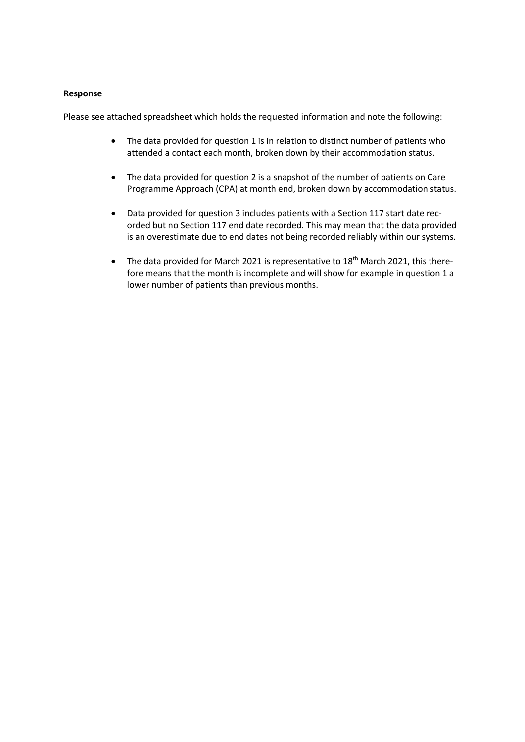**Response**

Please see attached spreadsheet which holds the requested information and note the following:

- The data provided for question 1 is in relation to distinct number of patients who attended a contact each month, broken down by their accommodation status.
- The data provided for question 2 is a snapshot of the number of patients on Care Programme Approach (CPA) at month end, broken down by accommodation status.
- Data provided for question 3 includes patients with a Section 117 start date recorded but no Section 117 end date recorded. This may mean that the data provided is an overestimate due to end dates not being recorded reliably within our systems.
- The data provided for March 2021 is representative to 18th March 2021, this therefore means that the month is incomplete and will show for example in question 1 a lower number of patients than previous months.